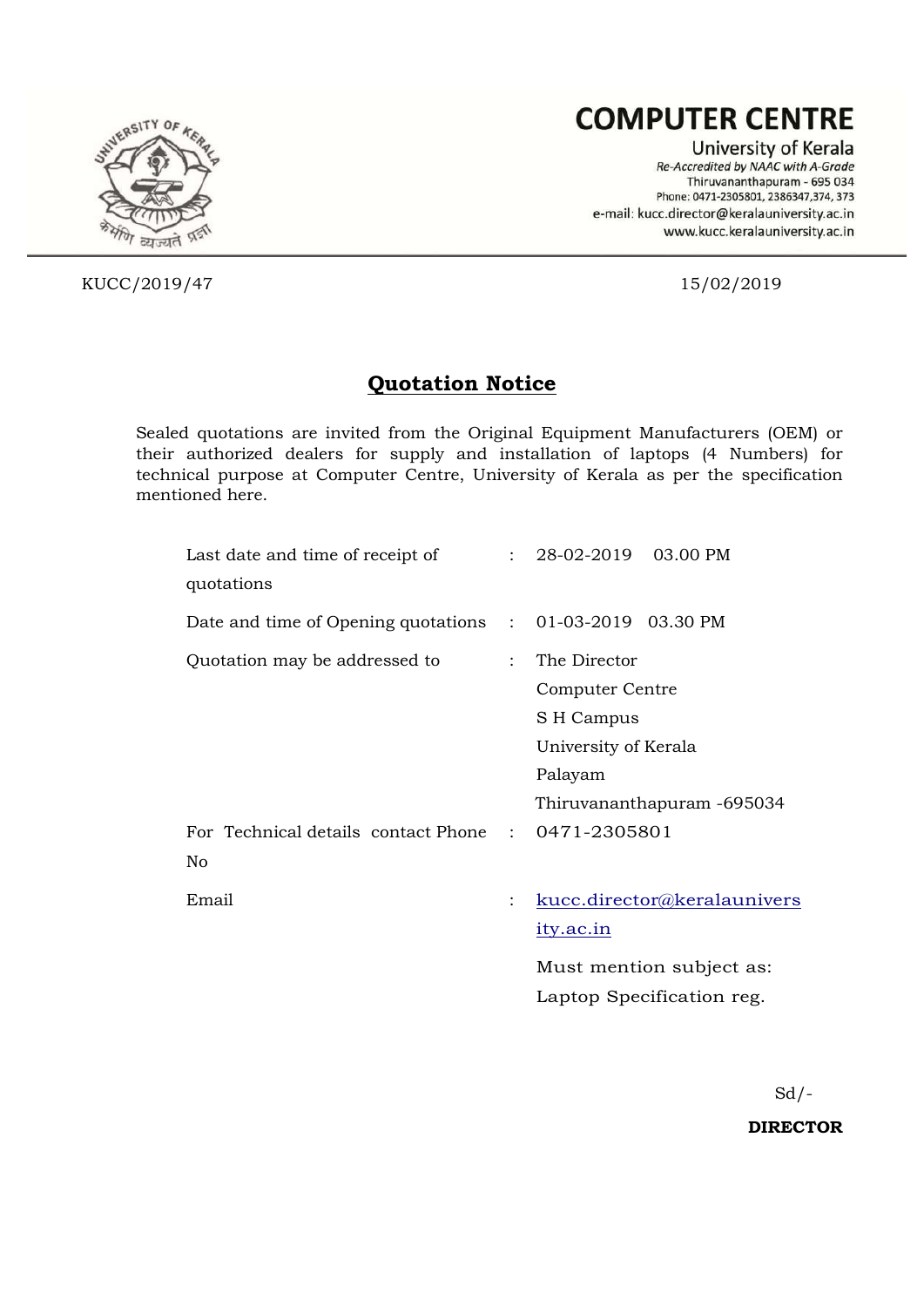# COMPUTER CENTRE

University of Kerala

*Re-Accredited by NAAC with A-Grade*

Thiruvananthapuram - 695 034

Phone: 0471-2305801, 2386347,374, 373

e-mail: kucc.director@keralauniversity.ac.in

www.kucc.keralauniversity.ac.in

KUCC/2019/47 15/02/2019

## Quotation Notice

Sealed quotations are invited from the Original Equipment Manufacturers (OEM) or their authorized dealers for supply and installation of laptops (4 Numbers) for technical purpose at Computer Centre, University of Kerala as per the specification mentioned here.

| | | |
|---|---|---|
| Last date and time of receipt of quotations | : | 28-02-2019 03.00 PM |
| Date and time of Opening quotations | : | 01-03-2019 03.30 PM |
| Quotation may be addressed to | : | The Director<br>Computer Centre<br>S H Campus<br>University of Kerala<br>Palayam<br>Thiruvananthapuram -695034 |
| For Technical details contact Phone No | : | 0471-2305801 |
| Email | : | kucc.director@keralauniversity.ac.in<br>Must mention subject as: Laptop Specification reg. |

Sd/-

**DIRECTOR**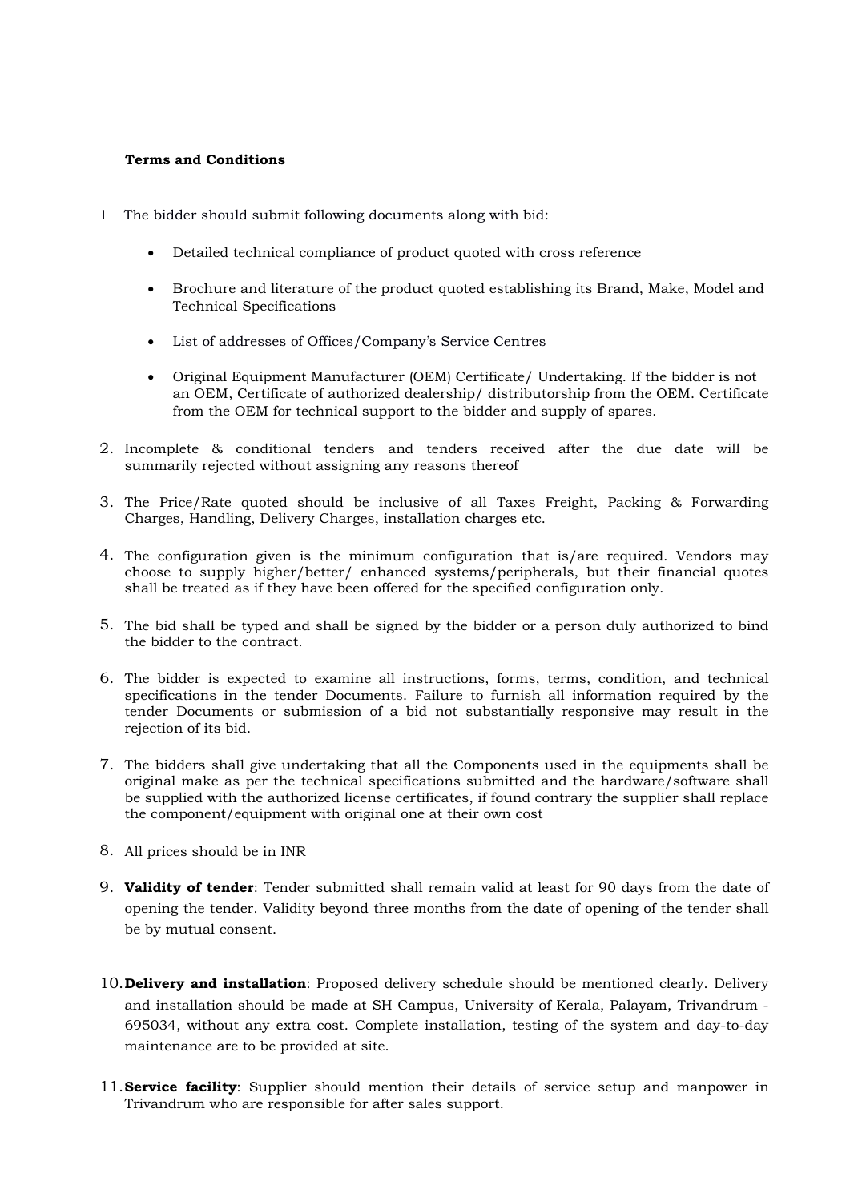**Terms and Conditions**

1. The bidder should submit following documents along with bid:

   - Detailed technical compliance of product quoted with cross reference
   - Brochure and literature of the product quoted establishing its Brand, Make, Model and Technical Specifications
   - List of addresses of Offices/Company's Service Centres
   - Original Equipment Manufacturer (OEM) Certificate/ Undertaking. If the bidder is not an OEM, Certificate of authorized dealership/ distributorship from the OEM. Certificate from the OEM for technical support to the bidder and supply of spares.

2. Incomplete & conditional tenders and tenders received after the due date will be summarily rejected without assigning any reasons thereof

3. The Price/Rate quoted should be inclusive of all Taxes Freight, Packing & Forwarding Charges, Handling, Delivery Charges, installation charges etc.

4. The configuration given is the minimum configuration that is/are required. Vendors may choose to supply higher/better/ enhanced systems/peripherals, but their financial quotes shall be treated as if they have been offered for the specified configuration only.

5. The bid shall be typed and shall be signed by the bidder or a person duly authorized to bind the bidder to the contract.

6. The bidder is expected to examine all instructions, forms, terms, condition, and technical specifications in the tender Documents. Failure to furnish all information required by the tender Documents or submission of a bid not substantially responsive may result in the rejection of its bid.

7. The bidders shall give undertaking that all the Components used in the equipments shall be original make as per the technical specifications submitted and the hardware/software shall be supplied with the authorized license certificates, if found contrary the supplier shall replace the component/equipment with original one at their own cost

8. All prices should be in INR

9. **Validity of tender**: Tender submitted shall remain valid at least for 90 days from the date of opening the tender. Validity beyond three months from the date of opening of the tender shall be by mutual consent.

10. **Delivery and installation**: Proposed delivery schedule should be mentioned clearly. Delivery and installation should be made at SH Campus, University of Kerala, Palayam, Trivandrum - 695034, without any extra cost. Complete installation, testing of the system and day-to-day maintenance are to be provided at site.

11. **Service facility**: Supplier should mention their details of service setup and manpower in Trivandrum who are responsible for after sales support.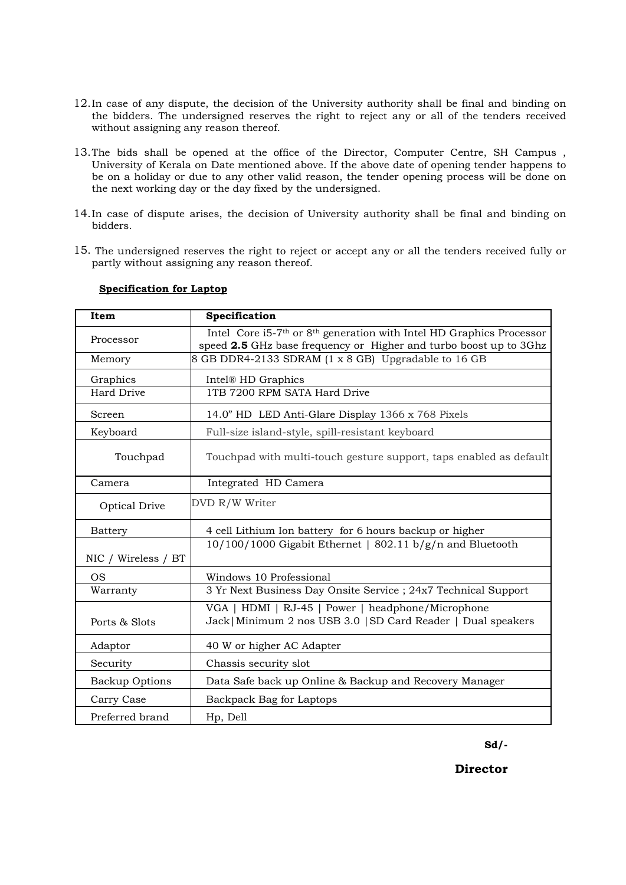12. In case of any dispute, the decision of the University authority shall be final and binding on the bidders. The undersigned reserves the right to reject any or all of the tenders received without assigning any reason thereof.

13. The bids shall be opened at the office of the Director, Computer Centre, SH Campus , University of Kerala on Date mentioned above. If the above date of opening tender happens to be on a holiday or due to any other valid reason, the tender opening process will be done on the next working day or the day fixed by the undersigned.

14. In case of dispute arises, the decision of University authority shall be final and binding on bidders.

15. The undersigned reserves the right to reject or accept any or all the tenders received fully or partly without assigning any reason thereof.

**Specification for Laptop**

| **Item** | **Specification** |
|---|---|
| Processor | Intel Core i5-7th or 8th generation with Intel HD Graphics Processor speed **2.5** GHz base frequency or Higher and turbo boost up to 3Ghz |
| Memory | 8 GB DDR4-2133 SDRAM (1 x 8 GB) Upgradable to 16 GB |
| Graphics | Intel® HD Graphics |
| Hard Drive | 1TB 7200 RPM SATA Hard Drive |
| Screen | 14.0" HD LED Anti-Glare Display 1366 x 768 Pixels |
| Keyboard | Full-size island-style, spill-resistant keyboard |
| Touchpad | Touchpad with multi-touch gesture support, taps enabled as default |
| Camera | Integrated HD Camera |
| Optical Drive | DVD R/W Writer |
| Battery | 4 cell Lithium Ion battery for 6 hours backup or higher |
| NIC / Wireless / BT | 10/100/1000 Gigabit Ethernet \| 802.11 b/g/n and Bluetooth |
| OS | Windows 10 Professional |
| Warranty | 3 Yr Next Business Day Onsite Service ; 24x7 Technical Support |
| Ports & Slots | VGA \| HDMI \| RJ-45 \| Power \| headphone/Microphone Jack\|Minimum 2 nos USB 3.0 \|SD Card Reader \| Dual speakers |
| Adaptor | 40 W or higher AC Adapter |
| Security | Chassis security slot |
| Backup Options | Data Safe back up Online & Backup and Recovery Manager |
| Carry Case | Backpack Bag for Laptops |
| Preferred brand | Hp, Dell |

**Sd/-**

**Director**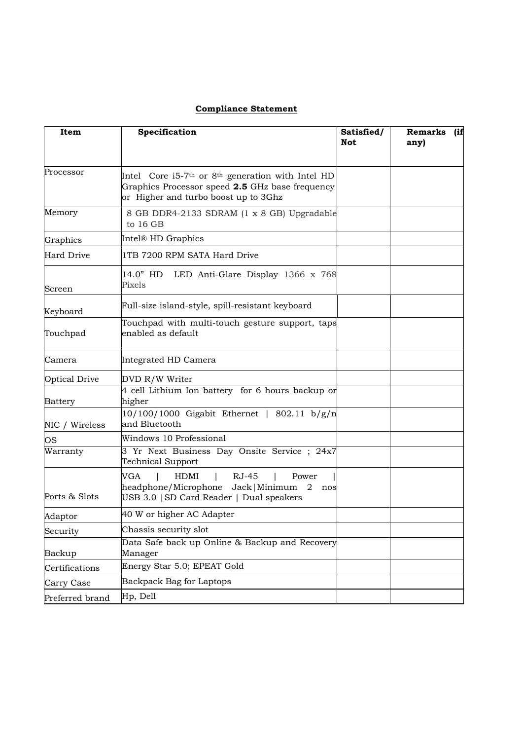**Compliance Statement**

| Item | Specification | Satisfied/ Not | Remarks (if any) |
|---|---|---|---|
| Processor | Intel Core i5-7th or 8th generation with Intel HD Graphics Processor speed **2.5** GHz base frequency or Higher and turbo boost up to 3Ghz | | |
| Memory | 8 GB DDR4-2133 SDRAM (1 x 8 GB) Upgradable to 16 GB | | |
| Graphics | Intel® HD Graphics | | |
| Hard Drive | 1TB 7200 RPM SATA Hard Drive | | |
| Screen | 14.0" HD LED Anti-Glare Display 1366 x 768 Pixels | | |
| Keyboard | Full-size island-style, spill-resistant keyboard | | |
| Touchpad | Touchpad with multi-touch gesture support, taps enabled as default | | |
| Camera | Integrated HD Camera | | |
| Optical Drive | DVD R/W Writer | | |
| Battery | 4 cell Lithium Ion battery for 6 hours backup or higher | | |
| NIC / Wireless | 10/100/1000 Gigabit Ethernet \| 802.11 b/g/n and Bluetooth | | |
| OS | Windows 10 Professional | | |
| Warranty | 3 Yr Next Business Day Onsite Service ; 24x7 Technical Support | | |
| Ports & Slots | VGA \| HDMI \| RJ-45 \| Power \| headphone/Microphone Jack\|Minimum 2 nos USB 3.0 \|SD Card Reader \| Dual speakers | | |
| Adaptor | 40 W or higher AC Adapter | | |
| Security | Chassis security slot | | |
| Backup | Data Safe back up Online & Backup and Recovery Manager | | |
| Certifications | Energy Star 5.0; EPEAT Gold | | |
| Carry Case | Backpack Bag for Laptops | | |
| Preferred brand | Hp, Dell | | |